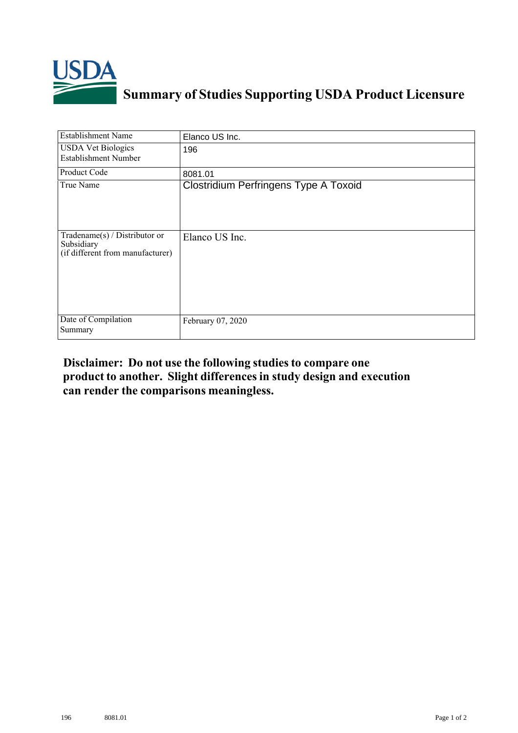# Summary of Studies Supporting USDA Product Licensure

| | |
|---|---|
| Establishment Name | Elanco US Inc. |
| USDA Vet Biologics Establishment Number | 196 |
| Product Code | 8081.01 |
| True Name | Clostridium Perfringens Type A Toxoid |
| Tradename(s) / Distributor or Subsidiary (if different from manufacturer) | Elanco US Inc. |
| Date of Compilation Summary | February 07, 2020 |

**Disclaimer: Do not use the following studies to compare one product to another. Slight differences in study design and execution can render the comparisons meaningless.**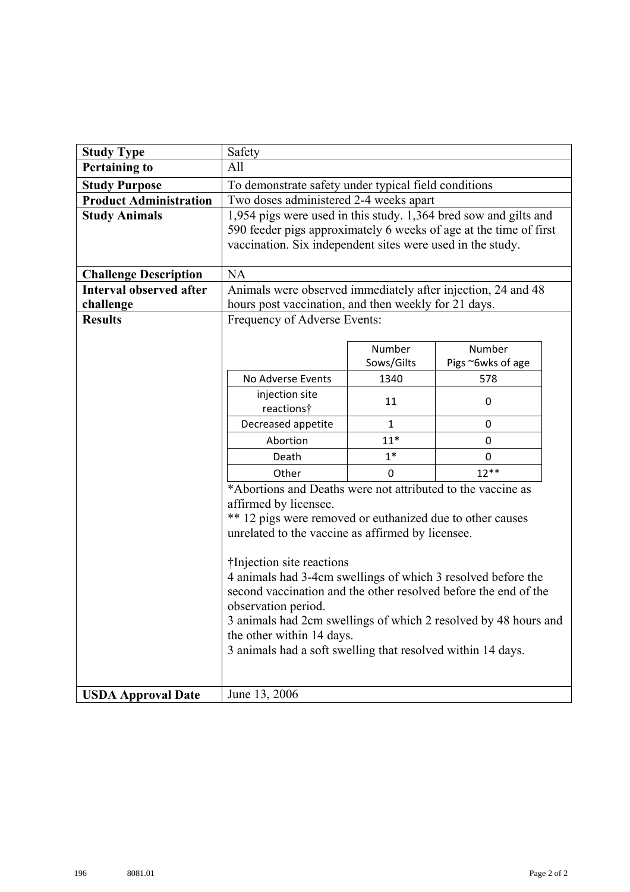| | |
|---|---|
| **Study Type** | Safety |
| **Pertaining to** | All |
| **Study Purpose** | To demonstrate safety under typical field conditions |
| **Product Administration** | Two doses administered 2-4 weeks apart |
| **Study Animals** | 1,954 pigs were used in this study. 1,364 bred sow and gilts and 590 feeder pigs approximately 6 weeks of age at the time of first vaccination. Six independent sites were used in the study. |
| **Challenge Description** | NA |
| **Interval observed after challenge** | Animals were observed immediately after injection, 24 and 48 hours post vaccination, and then weekly for 21 days. |
| **Results** | Frequency of Adverse Events: (see table below) |
| **USDA Approval Date** | June 13, 2006 |

Frequency of Adverse Events:

| | Number Sows/Gilts | Number Pigs ~6wks of age |
|---|---|---|
| No Adverse Events | 1340 | 578 |
| injection site reactions† | 11 | 0 |
| Decreased appetite | 1 | 0 |
| Abortion | 11* | 0 |
| Death | 1* | 0 |
| Other | 0 | 12** |

*Abortions and Deaths were not attributed to the vaccine as affirmed by licensee.

** 12 pigs were removed or euthanized due to other causes unrelated to the vaccine as affirmed by licensee.

†Injection site reactions

4 animals had 3-4cm swellings of which 3 resolved before the second vaccination and the other resolved before the end of the observation period.

3 animals had 2cm swellings of which 2 resolved by 48 hours and the other within 14 days.

3 animals had a soft swelling that resolved within 14 days.